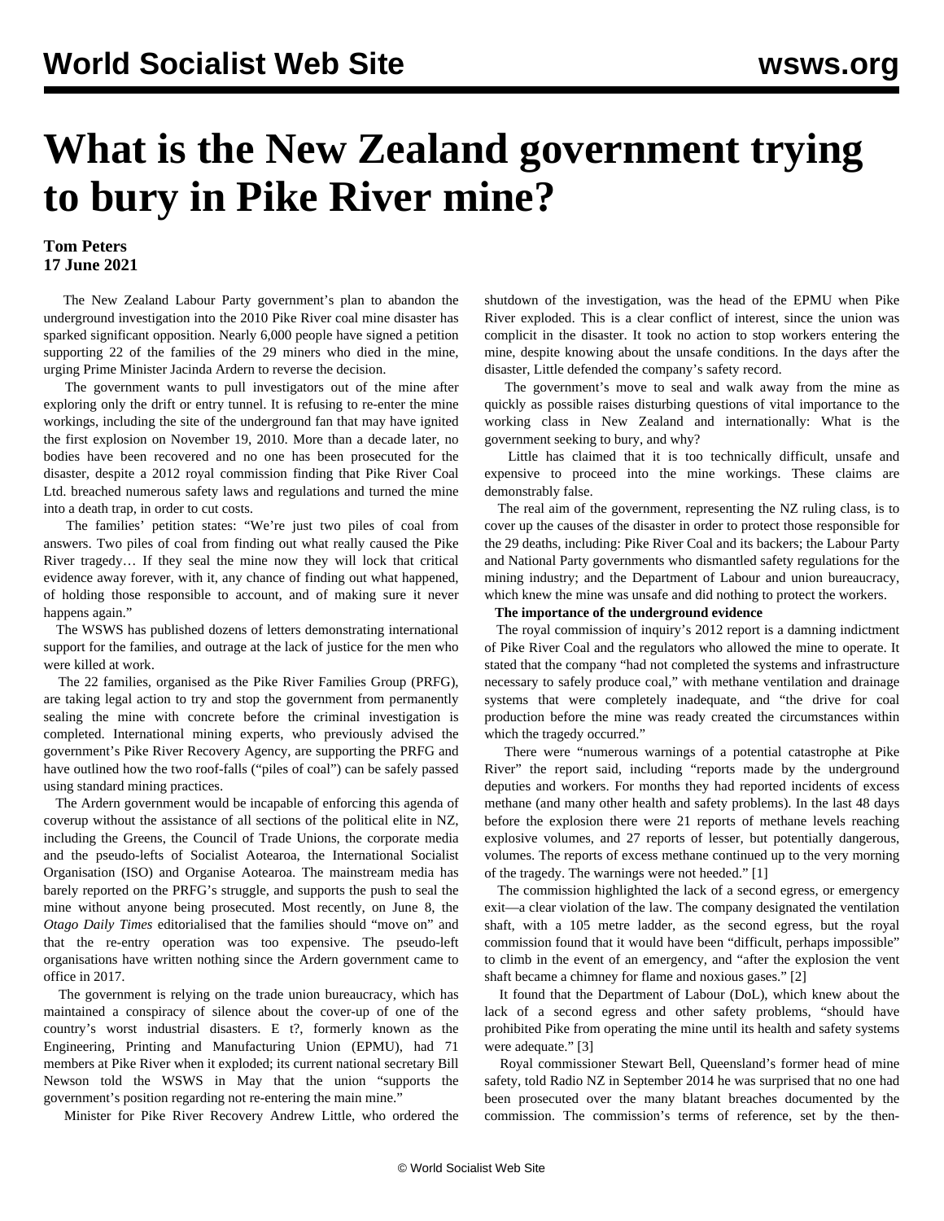# What is the New Zealand government trying to bury in Pike River mine?

**Tom Peters**
**17 June 2021**

The New Zealand Labour Party government's plan to abandon the underground investigation into the 2010 Pike River coal mine disaster has sparked significant opposition. Nearly 6,000 people have signed a petition supporting 22 of the families of the 29 miners who died in the mine, urging Prime Minister Jacinda Ardern to reverse the decision.

The government wants to pull investigators out of the mine after exploring only the drift or entry tunnel. It is refusing to re-enter the mine workings, including the site of the underground fan that may have ignited the first explosion on November 19, 2010. More than a decade later, no bodies have been recovered and no one has been prosecuted for the disaster, despite a 2012 royal commission finding that Pike River Coal Ltd. breached numerous safety laws and regulations and turned the mine into a death trap, in order to cut costs.

The families' petition states: "We're just two piles of coal from answers. Two piles of coal from finding out what really caused the Pike River tragedy… If they seal the mine now they will lock that critical evidence away forever, with it, any chance of finding out what happened, of holding those responsible to account, and of making sure it never happens again."

The WSWS has published dozens of letters demonstrating international support for the families, and outrage at the lack of justice for the men who were killed at work.

The 22 families, organised as the Pike River Families Group (PRFG), are taking legal action to try and stop the government from permanently sealing the mine with concrete before the criminal investigation is completed. International mining experts, who previously advised the government's Pike River Recovery Agency, are supporting the PRFG and have outlined how the two roof-falls ("piles of coal") can be safely passed using standard mining practices.

The Ardern government would be incapable of enforcing this agenda of coverup without the assistance of all sections of the political elite in NZ, including the Greens, the Council of Trade Unions, the corporate media and the pseudo-lefts of Socialist Aotearoa, the International Socialist Organisation (ISO) and Organise Aotearoa. The mainstream media has barely reported on the PRFG's struggle, and supports the push to seal the mine without anyone being prosecuted. Most recently, on June 8, the *Otago Daily Times* editorialised that the families should "move on" and that the re-entry operation was too expensive. The pseudo-left organisations have written nothing since the Ardern government came to office in 2017.

The government is relying on the trade union bureaucracy, which has maintained a conspiracy of silence about the cover-up of one of the country's worst industrial disasters. E t?, formerly known as the Engineering, Printing and Manufacturing Union (EPMU), had 71 members at Pike River when it exploded; its current national secretary Bill Newson told the WSWS in May that the union "supports the government's position regarding not re-entering the main mine."

Minister for Pike River Recovery Andrew Little, who ordered the shutdown of the investigation, was the head of the EPMU when Pike River exploded. This is a clear conflict of interest, since the union was complicit in the disaster. It took no action to stop workers entering the mine, despite knowing about the unsafe conditions. In the days after the disaster, Little defended the company's safety record.

The government's move to seal and walk away from the mine as quickly as possible raises disturbing questions of vital importance to the working class in New Zealand and internationally: What is the government seeking to bury, and why?

Little has claimed that it is too technically difficult, unsafe and expensive to proceed into the mine workings. These claims are demonstrably false.

The real aim of the government, representing the NZ ruling class, is to cover up the causes of the disaster in order to protect those responsible for the 29 deaths, including: Pike River Coal and its backers; the Labour Party and National Party governments who dismantled safety regulations for the mining industry; and the Department of Labour and union bureaucracy, which knew the mine was unsafe and did nothing to protect the workers.

**The importance of the underground evidence**

The royal commission of inquiry's 2012 report is a damning indictment of Pike River Coal and the regulators who allowed the mine to operate. It stated that the company "had not completed the systems and infrastructure necessary to safely produce coal," with methane ventilation and drainage systems that were completely inadequate, and "the drive for coal production before the mine was ready created the circumstances within which the tragedy occurred."

There were "numerous warnings of a potential catastrophe at Pike River" the report said, including "reports made by the underground deputies and workers. For months they had reported incidents of excess methane (and many other health and safety problems). In the last 48 days before the explosion there were 21 reports of methane levels reaching explosive volumes, and 27 reports of lesser, but potentially dangerous, volumes. The reports of excess methane continued up to the very morning of the tragedy. The warnings were not heeded." [1]

The commission highlighted the lack of a second egress, or emergency exit—a clear violation of the law. The company designated the ventilation shaft, with a 105 metre ladder, as the second egress, but the royal commission found that it would have been "difficult, perhaps impossible" to climb in the event of an emergency, and "after the explosion the vent shaft became a chimney for flame and noxious gases." [2]

It found that the Department of Labour (DoL), which knew about the lack of a second egress and other safety problems, "should have prohibited Pike from operating the mine until its health and safety systems were adequate." [3]

Royal commissioner Stewart Bell, Queensland's former head of mine safety, told Radio NZ in September 2014 he was surprised that no one had been prosecuted over the many blatant breaches documented by the commission. The commission's terms of reference, set by the then-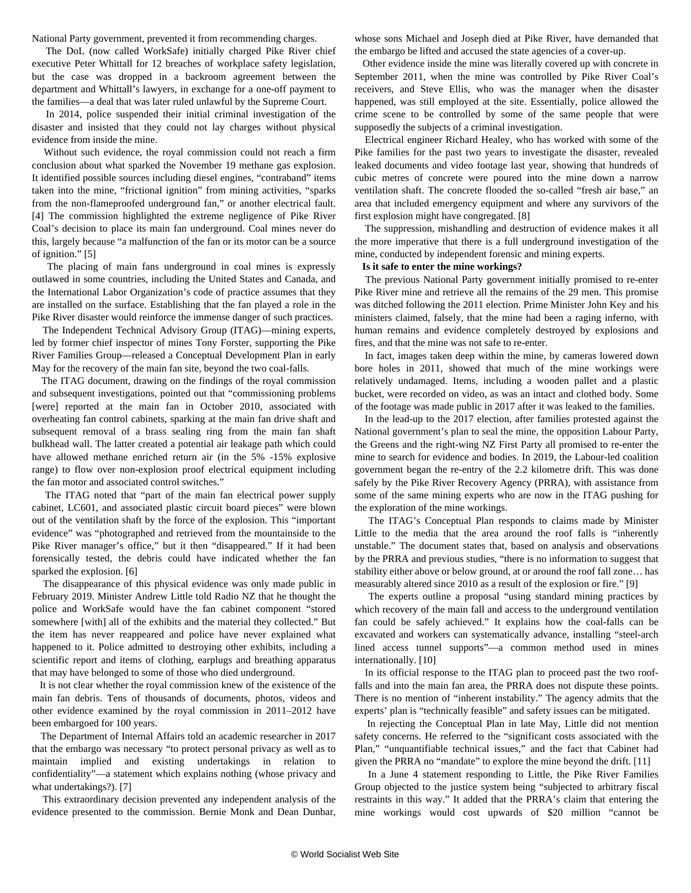National Party government, prevented it from recommending charges.

The DoL (now called WorkSafe) initially charged Pike River chief executive Peter Whittall for 12 breaches of workplace safety legislation, but the case was dropped in a backroom agreement between the department and Whittall's lawyers, in exchange for a one-off payment to the families—a deal that was later ruled unlawful by the Supreme Court.

In 2014, police suspended their initial criminal investigation of the disaster and insisted that they could not lay charges without physical evidence from inside the mine.

Without such evidence, the royal commission could not reach a firm conclusion about what sparked the November 19 methane gas explosion. It identified possible sources including diesel engines, "contraband" items taken into the mine, "frictional ignition" from mining activities, "sparks from the non-flameproofed underground fan," or another electrical fault. [4] The commission highlighted the extreme negligence of Pike River Coal's decision to place its main fan underground. Coal mines never do this, largely because "a malfunction of the fan or its motor can be a source of ignition." [5]

The placing of main fans underground in coal mines is expressly outlawed in some countries, including the United States and Canada, and the International Labor Organization's code of practice assumes that they are installed on the surface. Establishing that the fan played a role in the Pike River disaster would reinforce the immense danger of such practices.

The Independent Technical Advisory Group (ITAG)—mining experts, led by former chief inspector of mines Tony Forster, supporting the Pike River Families Group—released a Conceptual Development Plan in early May for the recovery of the main fan site, beyond the two coal-falls.

The ITAG document, drawing on the findings of the royal commission and subsequent investigations, pointed out that "commissioning problems [were] reported at the main fan in October 2010, associated with overheating fan control cabinets, sparking at the main fan drive shaft and subsequent removal of a brass sealing ring from the main fan shaft bulkhead wall. The latter created a potential air leakage path which could have allowed methane enriched return air (in the 5% -15% explosive range) to flow over non-explosion proof electrical equipment including the fan motor and associated control switches."

The ITAG noted that "part of the main fan electrical power supply cabinet, LC601, and associated plastic circuit board pieces" were blown out of the ventilation shaft by the force of the explosion. This "important evidence" was "photographed and retrieved from the mountainside to the Pike River manager's office," but it then "disappeared." If it had been forensically tested, the debris could have indicated whether the fan sparked the explosion. [6]

The disappearance of this physical evidence was only made public in February 2019. Minister Andrew Little told Radio NZ that he thought the police and WorkSafe would have the fan cabinet component "stored somewhere [with] all of the exhibits and the material they collected." But the item has never reappeared and police have never explained what happened to it. Police admitted to destroying other exhibits, including a scientific report and items of clothing, earplugs and breathing apparatus that may have belonged to some of those who died underground.

It is not clear whether the royal commission knew of the existence of the main fan debris. Tens of thousands of documents, photos, videos and other evidence examined by the royal commission in 2011–2012 have been embargoed for 100 years.

The Department of Internal Affairs told an academic researcher in 2017 that the embargo was necessary "to protect personal privacy as well as to maintain implied and existing undertakings in relation to confidentiality"—a statement which explains nothing (whose privacy and what undertakings?). [7]

This extraordinary decision prevented any independent analysis of the evidence presented to the commission. Bernie Monk and Dean Dunbar, whose sons Michael and Joseph died at Pike River, have demanded that the embargo be lifted and accused the state agencies of a cover-up.

Other evidence inside the mine was literally covered up with concrete in September 2011, when the mine was controlled by Pike River Coal's receivers, and Steve Ellis, who was the manager when the disaster happened, was still employed at the site. Essentially, police allowed the crime scene to be controlled by some of the same people that were supposedly the subjects of a criminal investigation.

Electrical engineer Richard Healey, who has worked with some of the Pike families for the past two years to investigate the disaster, revealed leaked documents and video footage last year, showing that hundreds of cubic metres of concrete were poured into the mine down a narrow ventilation shaft. The concrete flooded the so-called "fresh air base," an area that included emergency equipment and where any survivors of the first explosion might have congregated. [8]

The suppression, mishandling and destruction of evidence makes it all the more imperative that there is a full underground investigation of the mine, conducted by independent forensic and mining experts.

**Is it safe to enter the mine workings?**

The previous National Party government initially promised to re-enter Pike River mine and retrieve all the remains of the 29 men. This promise was ditched following the 2011 election. Prime Minister John Key and his ministers claimed, falsely, that the mine had been a raging inferno, with human remains and evidence completely destroyed by explosions and fires, and that the mine was not safe to re-enter.

In fact, images taken deep within the mine, by cameras lowered down bore holes in 2011, showed that much of the mine workings were relatively undamaged. Items, including a wooden pallet and a plastic bucket, were recorded on video, as was an intact and clothed body. Some of the footage was made public in 2017 after it was leaked to the families.

In the lead-up to the 2017 election, after families protested against the National government's plan to seal the mine, the opposition Labour Party, the Greens and the right-wing NZ First Party all promised to re-enter the mine to search for evidence and bodies. In 2019, the Labour-led coalition government began the re-entry of the 2.2 kilometre drift. This was done safely by the Pike River Recovery Agency (PRRA), with assistance from some of the same mining experts who are now in the ITAG pushing for the exploration of the mine workings.

The ITAG's Conceptual Plan responds to claims made by Minister Little to the media that the area around the roof falls is "inherently unstable." The document states that, based on analysis and observations by the PRRA and previous studies, "there is no information to suggest that stability either above or below ground, at or around the roof fall zone… has measurably altered since 2010 as a result of the explosion or fire." [9]

The experts outline a proposal "using standard mining practices by which recovery of the main fall and access to the underground ventilation fan could be safely achieved." It explains how the coal-falls can be excavated and workers can systematically advance, installing "steel-arch lined access tunnel supports"—a common method used in mines internationally. [10]

In its official response to the ITAG plan to proceed past the two roof-falls and into the main fan area, the PRRA does not dispute these points. There is no mention of "inherent instability." The agency admits that the experts' plan is "technically feasible" and safety issues can be mitigated.

In rejecting the Conceptual Plan in late May, Little did not mention safety concerns. He referred to the "significant costs associated with the Plan," "unquantifiable technical issues," and the fact that Cabinet had given the PRRA no "mandate" to explore the mine beyond the drift. [11]

In a June 4 statement responding to Little, the Pike River Families Group objected to the justice system being "subjected to arbitrary fiscal restraints in this way." It added that the PRRA's claim that entering the mine workings would cost upwards of $20 million "cannot be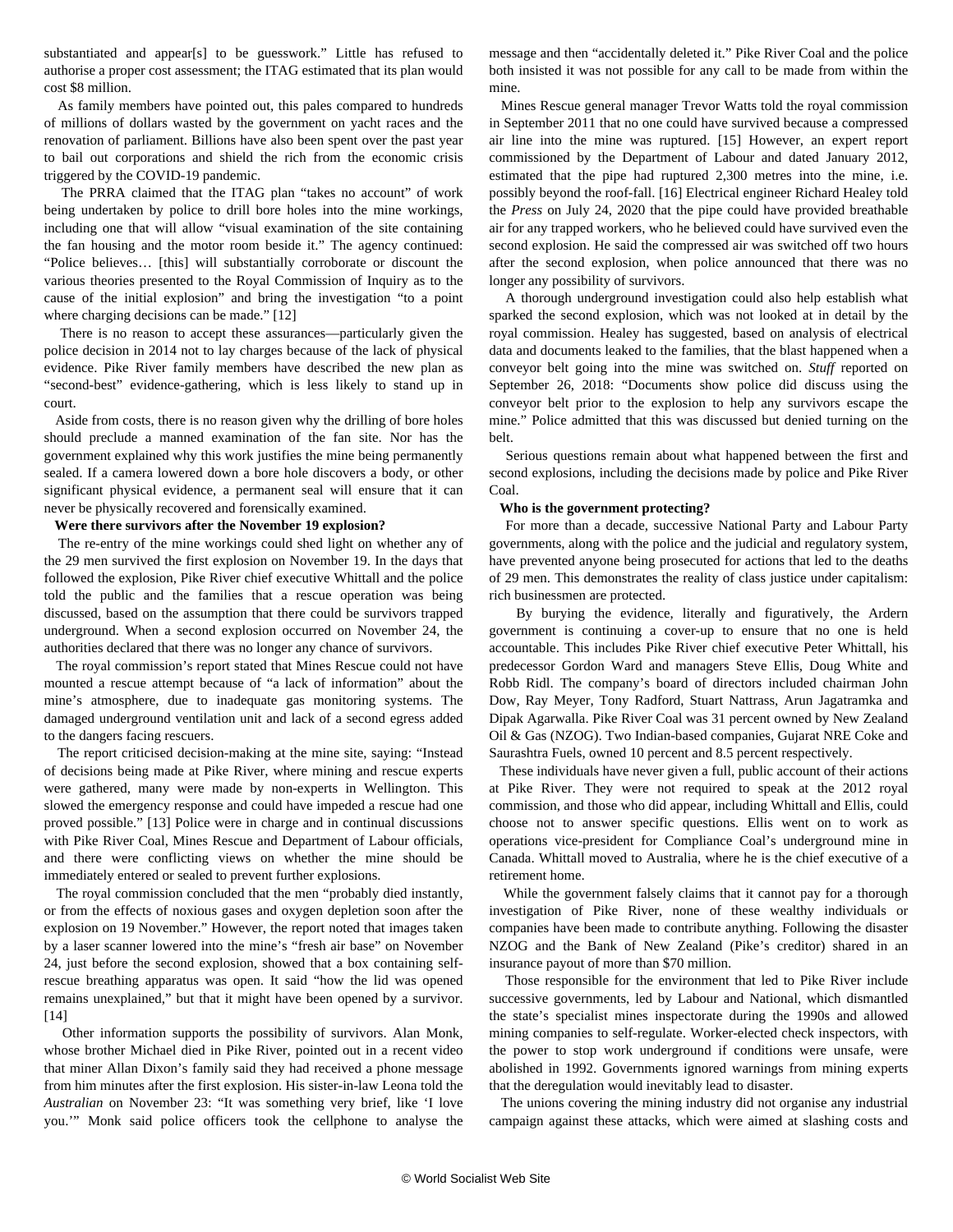substantiated and appear[s] to be guesswork." Little has refused to authorise a proper cost assessment; the ITAG estimated that its plan would cost $8 million.

As family members have pointed out, this pales compared to hundreds of millions of dollars wasted by the government on yacht races and the renovation of parliament. Billions have also been spent over the past year to bail out corporations and shield the rich from the economic crisis triggered by the COVID-19 pandemic.

The PRRA claimed that the ITAG plan "takes no account" of work being undertaken by police to drill bore holes into the mine workings, including one that will allow "visual examination of the site containing the fan housing and the motor room beside it." The agency continued: "Police believes… [this] will substantially corroborate or discount the various theories presented to the Royal Commission of Inquiry as to the cause of the initial explosion" and bring the investigation "to a point where charging decisions can be made." [12]

There is no reason to accept these assurances—particularly given the police decision in 2014 not to lay charges because of the lack of physical evidence. Pike River family members have described the new plan as "second-best" evidence-gathering, which is less likely to stand up in court.

Aside from costs, there is no reason given why the drilling of bore holes should preclude a manned examination of the fan site. Nor has the government explained why this work justifies the mine being permanently sealed. If a camera lowered down a bore hole discovers a body, or other significant physical evidence, a permanent seal will ensure that it can never be physically recovered and forensically examined.

**Were there survivors after the November 19 explosion?**

The re-entry of the mine workings could shed light on whether any of the 29 men survived the first explosion on November 19. In the days that followed the explosion, Pike River chief executive Whittall and the police told the public and the families that a rescue operation was being discussed, based on the assumption that there could be survivors trapped underground. When a second explosion occurred on November 24, the authorities declared that there was no longer any chance of survivors.

The royal commission's report stated that Mines Rescue could not have mounted a rescue attempt because of "a lack of information" about the mine's atmosphere, due to inadequate gas monitoring systems. The damaged underground ventilation unit and lack of a second egress added to the dangers facing rescuers.

The report criticised decision-making at the mine site, saying: "Instead of decisions being made at Pike River, where mining and rescue experts were gathered, many were made by non-experts in Wellington. This slowed the emergency response and could have impeded a rescue had one proved possible." [13] Police were in charge and in continual discussions with Pike River Coal, Mines Rescue and Department of Labour officials, and there were conflicting views on whether the mine should be immediately entered or sealed to prevent further explosions.

The royal commission concluded that the men "probably died instantly, or from the effects of noxious gases and oxygen depletion soon after the explosion on 19 November." However, the report noted that images taken by a laser scanner lowered into the mine's "fresh air base" on November 24, just before the second explosion, showed that a box containing self-rescue breathing apparatus was open. It said "how the lid was opened remains unexplained," but that it might have been opened by a survivor. [14]

Other information supports the possibility of survivors. Alan Monk, whose brother Michael died in Pike River, pointed out in a recent video that miner Allan Dixon's family said they had received a phone message from him minutes after the first explosion. His sister-in-law Leona told the *Australian* on November 23: "It was something very brief, like 'I love you.'" Monk said police officers took the cellphone to analyse the message and then "accidentally deleted it." Pike River Coal and the police both insisted it was not possible for any call to be made from within the mine.

Mines Rescue general manager Trevor Watts told the royal commission in September 2011 that no one could have survived because a compressed air line into the mine was ruptured. [15] However, an expert report commissioned by the Department of Labour and dated January 2012, estimated that the pipe had ruptured 2,300 metres into the mine, i.e. possibly beyond the roof-fall. [16] Electrical engineer Richard Healey told the *Press* on July 24, 2020 that the pipe could have provided breathable air for any trapped workers, who he believed could have survived even the second explosion. He said the compressed air was switched off two hours after the second explosion, when police announced that there was no longer any possibility of survivors.

A thorough underground investigation could also help establish what sparked the second explosion, which was not looked at in detail by the royal commission. Healey has suggested, based on analysis of electrical data and documents leaked to the families, that the blast happened when a conveyor belt going into the mine was switched on. *Stuff* reported on September 26, 2018: "Documents show police did discuss using the conveyor belt prior to the explosion to help any survivors escape the mine." Police admitted that this was discussed but denied turning on the belt.

Serious questions remain about what happened between the first and second explosions, including the decisions made by police and Pike River Coal.

**Who is the government protecting?**

For more than a decade, successive National Party and Labour Party governments, along with the police and the judicial and regulatory system, have prevented anyone being prosecuted for actions that led to the deaths of 29 men. This demonstrates the reality of class justice under capitalism: rich businessmen are protected.

By burying the evidence, literally and figuratively, the Ardern government is continuing a cover-up to ensure that no one is held accountable. This includes Pike River chief executive Peter Whittall, his predecessor Gordon Ward and managers Steve Ellis, Doug White and Robb Ridl. The company's board of directors included chairman John Dow, Ray Meyer, Tony Radford, Stuart Nattrass, Arun Jagatramka and Dipak Agarwalla. Pike River Coal was 31 percent owned by New Zealand Oil & Gas (NZOG). Two Indian-based companies, Gujarat NRE Coke and Saurashtra Fuels, owned 10 percent and 8.5 percent respectively.

These individuals have never given a full, public account of their actions at Pike River. They were not required to speak at the 2012 royal commission, and those who did appear, including Whittall and Ellis, could choose not to answer specific questions. Ellis went on to work as operations vice-president for Compliance Coal's underground mine in Canada. Whittall moved to Australia, where he is the chief executive of a retirement home.

While the government falsely claims that it cannot pay for a thorough investigation of Pike River, none of these wealthy individuals or companies have been made to contribute anything. Following the disaster NZOG and the Bank of New Zealand (Pike's creditor) shared in an insurance payout of more than $70 million.

Those responsible for the environment that led to Pike River include successive governments, led by Labour and National, which dismantled the state's specialist mines inspectorate during the 1990s and allowed mining companies to self-regulate. Worker-elected check inspectors, with the power to stop work underground if conditions were unsafe, were abolished in 1992. Governments ignored warnings from mining experts that the deregulation would inevitably lead to disaster.

The unions covering the mining industry did not organise any industrial campaign against these attacks, which were aimed at slashing costs and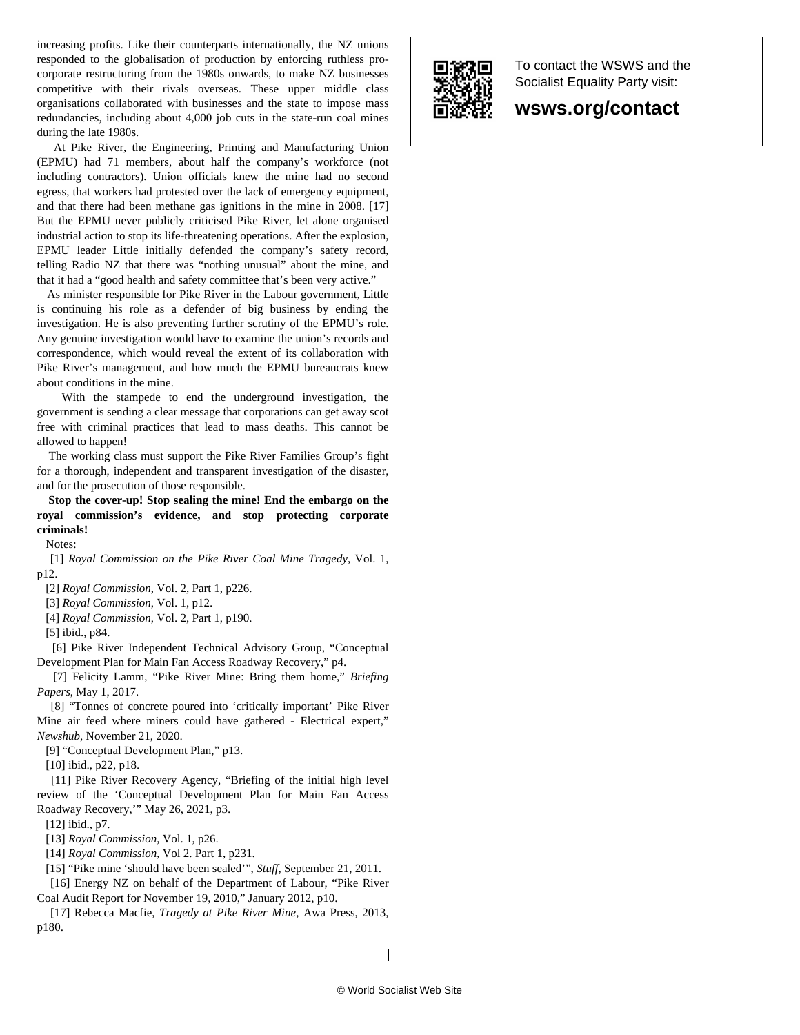increasing profits. Like their counterparts internationally, the NZ unions responded to the globalisation of production by enforcing ruthless pro-corporate restructuring from the 1980s onwards, to make NZ businesses competitive with their rivals overseas. These upper middle class organisations collaborated with businesses and the state to impose mass redundancies, including about 4,000 job cuts in the state-run coal mines during the late 1980s.

At Pike River, the Engineering, Printing and Manufacturing Union (EPMU) had 71 members, about half the company's workforce (not including contractors). Union officials knew the mine had no second egress, that workers had protested over the lack of emergency equipment, and that there had been methane gas ignitions in the mine in 2008. [17] But the EPMU never publicly criticised Pike River, let alone organised industrial action to stop its life-threatening operations. After the explosion, EPMU leader Little initially defended the company's safety record, telling Radio NZ that there was "nothing unusual" about the mine, and that it had a "good health and safety committee that's been very active."

As minister responsible for Pike River in the Labour government, Little is continuing his role as a defender of big business by ending the investigation. He is also preventing further scrutiny of the EPMU's role. Any genuine investigation would have to examine the union's records and correspondence, which would reveal the extent of its collaboration with Pike River's management, and how much the EPMU bureaucrats knew about conditions in the mine.

With the stampede to end the underground investigation, the government is sending a clear message that corporations can get away scot free with criminal practices that lead to mass deaths. This cannot be allowed to happen!

The working class must support the Pike River Families Group's fight for a thorough, independent and transparent investigation of the disaster, and for the prosecution of those responsible.

**Stop the cover-up! Stop sealing the mine! End the embargo on the royal commission's evidence, and stop protecting corporate criminals!**

Notes:

[1] *Royal Commission on the Pike River Coal Mine Tragedy*, Vol. 1, p12.

[2] *Royal Commission*, Vol. 2, Part 1, p226.

[3] *Royal Commission*, Vol. 1, p12.

[4] *Royal Commission*, Vol. 2, Part 1, p190.

[5] ibid., p84.

[6] Pike River Independent Technical Advisory Group, "Conceptual Development Plan for Main Fan Access Roadway Recovery," p4.

[7] Felicity Lamm, "Pike River Mine: Bring them home," *Briefing Papers*, May 1, 2017.

[8] "Tonnes of concrete poured into 'critically important' Pike River Mine air feed where miners could have gathered - Electrical expert," *Newshub*, November 21, 2020.

[9] "Conceptual Development Plan," p13.

[10] ibid., p22, p18.

[11] Pike River Recovery Agency, "Briefing of the initial high level review of the 'Conceptual Development Plan for Main Fan Access Roadway Recovery,'" May 26, 2021, p3.

[12] ibid., p7.

[13] *Royal Commission*, Vol. 1, p26.

[14] *Royal Commission*, Vol 2. Part 1, p231.

[15] "Pike mine 'should have been sealed'", *Stuff*, September 21, 2011.

[16] Energy NZ on behalf of the Department of Labour, "Pike River Coal Audit Report for November 19, 2010," January 2012, p10.

[17] Rebecca Macfie, *Tragedy at Pike River Mine*, Awa Press, 2013, p180.

To contact the WSWS and the Socialist Equality Party visit:

**wsws.org/contact**